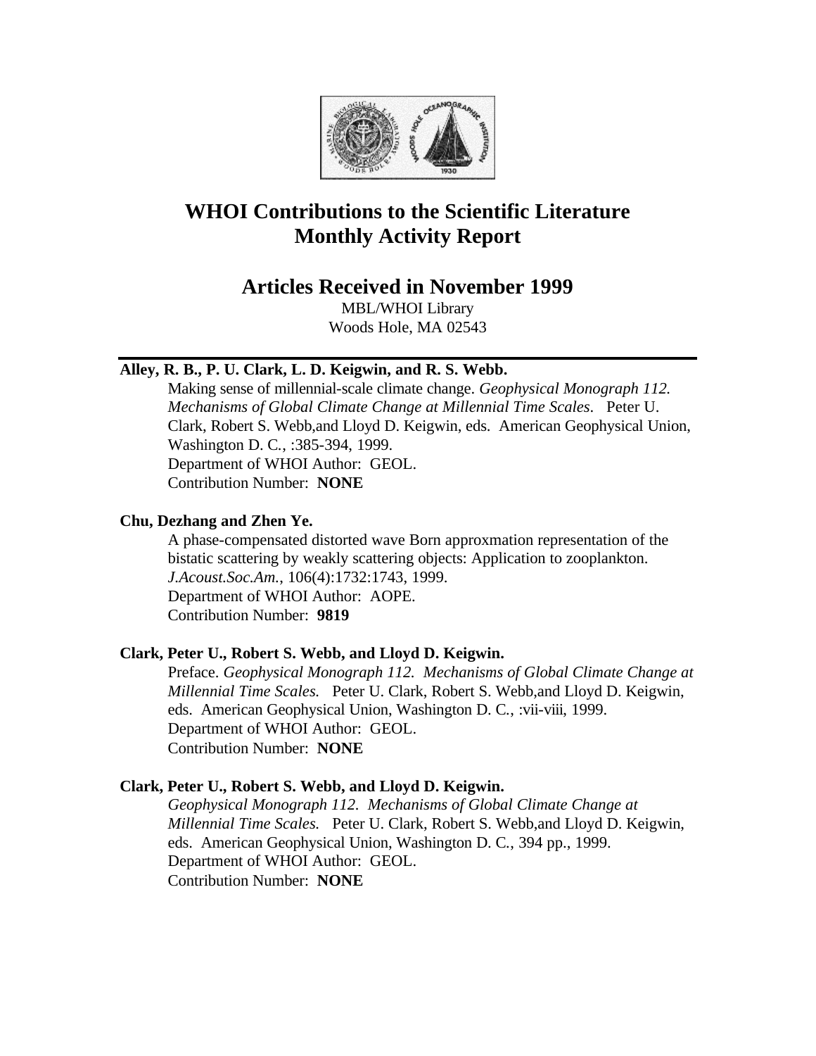# WHOI Contributions to the Scientific Literature Monthly Activity Report

## Articles Received in November 1999

MBL/WHOI Library
Woods Hole, MA 02543

---

**Alley, R. B., P. U. Clark, L. D. Keigwin, and R. S. Webb.**

Making sense of millennial-scale climate change. *Geophysical Monograph 112. Mechanisms of Global Climate Change at Millennial Time Scales.* Peter U. Clark, Robert S. Webb,and Lloyd D. Keigwin, eds. American Geophysical Union, Washington D. C., :385-394, 1999.
Department of WHOI Author: GEOL.
Contribution Number: **NONE**

**Chu, Dezhang and Zhen Ye.**

A phase-compensated distorted wave Born approxmation representation of the bistatic scattering by weakly scattering objects: Application to zooplankton. *J.Acoust.Soc.Am.*, 106(4):1732:1743, 1999.
Department of WHOI Author: AOPE.
Contribution Number: **9819**

**Clark, Peter U., Robert S. Webb, and Lloyd D. Keigwin.**

Preface. *Geophysical Monograph 112. Mechanisms of Global Climate Change at Millennial Time Scales.* Peter U. Clark, Robert S. Webb,and Lloyd D. Keigwin, eds. American Geophysical Union, Washington D. C., :vii-viii, 1999.
Department of WHOI Author: GEOL.
Contribution Number: **NONE**

**Clark, Peter U., Robert S. Webb, and Lloyd D. Keigwin.**

*Geophysical Monograph 112. Mechanisms of Global Climate Change at Millennial Time Scales.* Peter U. Clark, Robert S. Webb,and Lloyd D. Keigwin, eds. American Geophysical Union, Washington D. C., 394 pp., 1999.
Department of WHOI Author: GEOL.
Contribution Number: **NONE**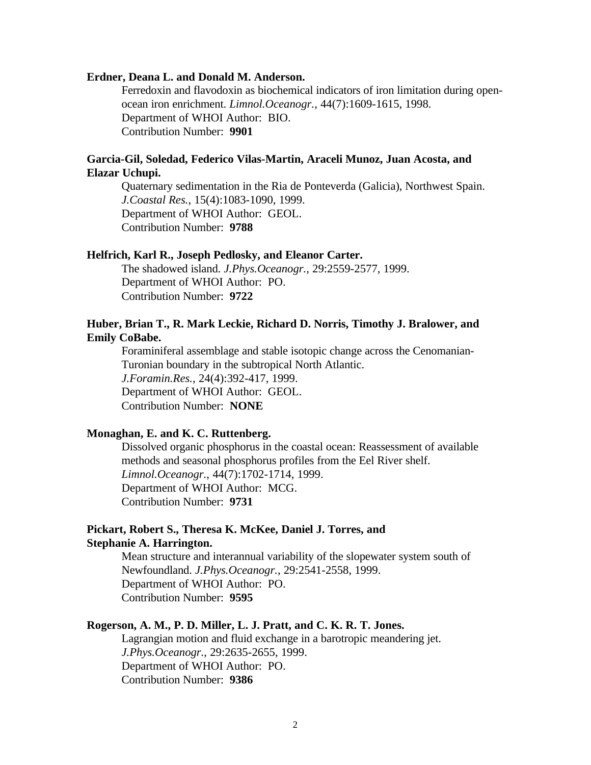**Erdner, Deana L. and Donald M. Anderson.**

Ferredoxin and flavodoxin as biochemical indicators of iron limitation during open-ocean iron enrichment. *Limnol.Oceanogr.*, 44(7):1609-1615, 1998.
Department of WHOI Author: BIO.
Contribution Number: **9901**

**Garcia-Gil, Soledad, Federico Vilas-Martin, Araceli Munoz, Juan Acosta, and Elazar Uchupi.**

Quaternary sedimentation in the Ria de Ponteverda (Galicia), Northwest Spain. *J.Coastal Res.*, 15(4):1083-1090, 1999.
Department of WHOI Author: GEOL.
Contribution Number: **9788**

**Helfrich, Karl R., Joseph Pedlosky, and Eleanor Carter.**

The shadowed island. *J.Phys.Oceanogr.*, 29:2559-2577, 1999.
Department of WHOI Author: PO.
Contribution Number: **9722**

**Huber, Brian T., R. Mark Leckie, Richard D. Norris, Timothy J. Bralower, and Emily CoBabe.**

Foraminiferal assemblage and stable isotopic change across the Cenomanian-Turonian boundary in the subtropical North Atlantic.
*J.Foramin.Res.*, 24(4):392-417, 1999.
Department of WHOI Author: GEOL.
Contribution Number: **NONE**

**Monaghan, E. and K. C. Ruttenberg.**

Dissolved organic phosphorus in the coastal ocean: Reassessment of available methods and seasonal phosphorus profiles from the Eel River shelf.
*Limnol.Oceanogr.*, 44(7):1702-1714, 1999.
Department of WHOI Author: MCG.
Contribution Number: **9731**

**Pickart, Robert S., Theresa K. McKee, Daniel J. Torres, and Stephanie A. Harrington.**

Mean structure and interannual variability of the slopewater system south of Newfoundland. *J.Phys.Oceanogr.*, 29:2541-2558, 1999.
Department of WHOI Author: PO.
Contribution Number: **9595**

**Rogerson, A. M., P. D. Miller, L. J. Pratt, and C. K. R. T. Jones.**

Lagrangian motion and fluid exchange in a barotropic meandering jet.
*J.Phys.Oceanogr.*, 29:2635-2655, 1999.
Department of WHOI Author: PO.
Contribution Number: **9386**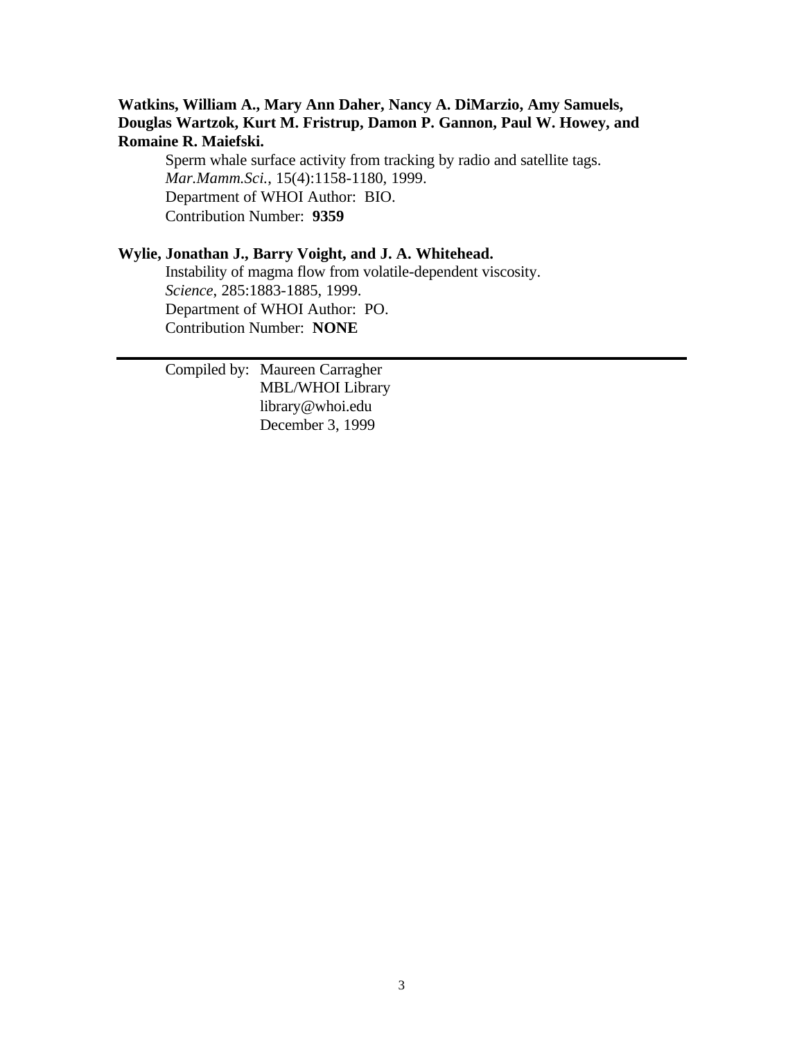**Watkins, William A., Mary Ann Daher, Nancy A. DiMarzio, Amy Samuels, Douglas Wartzok, Kurt M. Fristrup, Damon P. Gannon, Paul W. Howey, and Romaine R. Maiefski.**

Sperm whale surface activity from tracking by radio and satellite tags.
*Mar.Mamm.Sci.*, 15(4):1158-1180, 1999.
Department of WHOI Author: BIO.
Contribution Number: **9359**

**Wylie, Jonathan J., Barry Voight, and J. A. Whitehead.**

Instability of magma flow from volatile-dependent viscosity.
*Science*, 285:1883-1885, 1999.
Department of WHOI Author: PO.
Contribution Number: **NONE**

---

Compiled by: Maureen Carragher
MBL/WHOI Library
library@whoi.edu
December 3, 1999